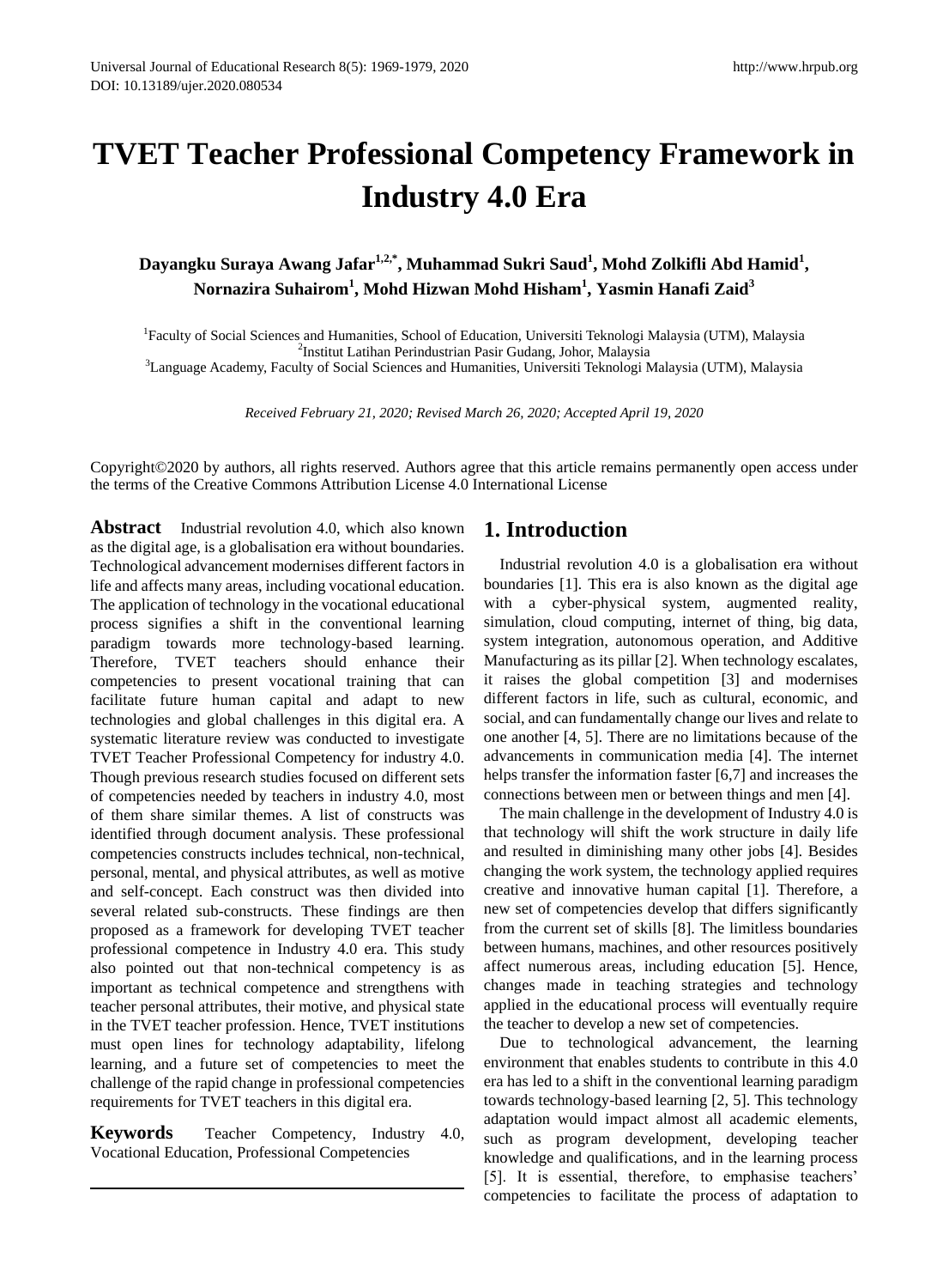# TVET Teacher Professional Competency Framework in Industry 4.0 Era

**Dayangku Suraya Awang Jafar[1,2,*], Muhammad Sukri Saud[1], Mohd Zolkifli Abd Hamid[1], Nornazira Suhairom[1], Mohd Hizwan Mohd Hisham[1], Yasmin Hanafi Zaid[3]**

[1]Faculty of Social Sciences and Humanities, School of Education, Universiti Teknologi Malaysia (UTM), Malaysia
[2]Institut Latihan Perindustrian Pasir Gudang, Johor, Malaysia
[3]Language Academy, Faculty of Social Sciences and Humanities, Universiti Teknologi Malaysia (UTM), Malaysia

*Received February 21, 2020; Revised March 26, 2020; Accepted April 19, 2020*

Copyright©2020 by authors, all rights reserved. Authors agree that this article remains permanently open access under the terms of the Creative Commons Attribution License 4.0 International License

**Abstract** Industrial revolution 4.0, which also known as the digital age, is a globalisation era without boundaries. Technological advancement modernises different factors in life and affects many areas, including vocational education. The application of technology in the vocational educational process signifies a shift in the conventional learning paradigm towards more technology-based learning. Therefore, TVET teachers should enhance their competencies to present vocational training that can facilitate future human capital and adapt to new technologies and global challenges in this digital era. A systematic literature review was conducted to investigate TVET Teacher Professional Competency for industry 4.0. Though previous research studies focused on different sets of competencies needed by teachers in industry 4.0, most of them share similar themes. A list of constructs was identified through document analysis. These professional competencies constructs includes technical, non-technical, personal, mental, and physical attributes, as well as motive and self-concept. Each construct was then divided into several related sub-constructs. These findings are then proposed as a framework for developing TVET teacher professional competence in Industry 4.0 era. This study also pointed out that non-technical competency is as important as technical competence and strengthens with teacher personal attributes, their motive, and physical state in the TVET teacher profession. Hence, TVET institutions must open lines for technology adaptability, lifelong learning, and a future set of competencies to meet the challenge of the rapid change in professional competencies requirements for TVET teachers in this digital era.

**Keywords** Teacher Competency, Industry 4.0, Vocational Education, Professional Competencies

## 1. Introduction

Industrial revolution 4.0 is a globalisation era without boundaries [1]. This era is also known as the digital age with a cyber-physical system, augmented reality, simulation, cloud computing, internet of thing, big data, system integration, autonomous operation, and Additive Manufacturing as its pillar [2]. When technology escalates, it raises the global competition [3] and modernises different factors in life, such as cultural, economic, and social, and can fundamentally change our lives and relate to one another [4, 5]. There are no limitations because of the advancements in communication media [4]. The internet helps transfer the information faster [6,7] and increases the connections between men or between things and men [4].

The main challenge in the development of Industry 4.0 is that technology will shift the work structure in daily life and resulted in diminishing many other jobs [4]. Besides changing the work system, the technology applied requires creative and innovative human capital [1]. Therefore, a new set of competencies develop that differs significantly from the current set of skills [8]. The limitless boundaries between humans, machines, and other resources positively affect numerous areas, including education [5]. Hence, changes made in teaching strategies and technology applied in the educational process will eventually require the teacher to develop a new set of competencies.

Due to technological advancement, the learning environment that enables students to contribute in this 4.0 era has led to a shift in the conventional learning paradigm towards technology-based learning [2, 5]. This technology adaptation would impact almost all academic elements, such as program development, developing teacher knowledge and qualifications, and in the learning process [5]. It is essential, therefore, to emphasise teachers' competencies to facilitate the process of adaptation to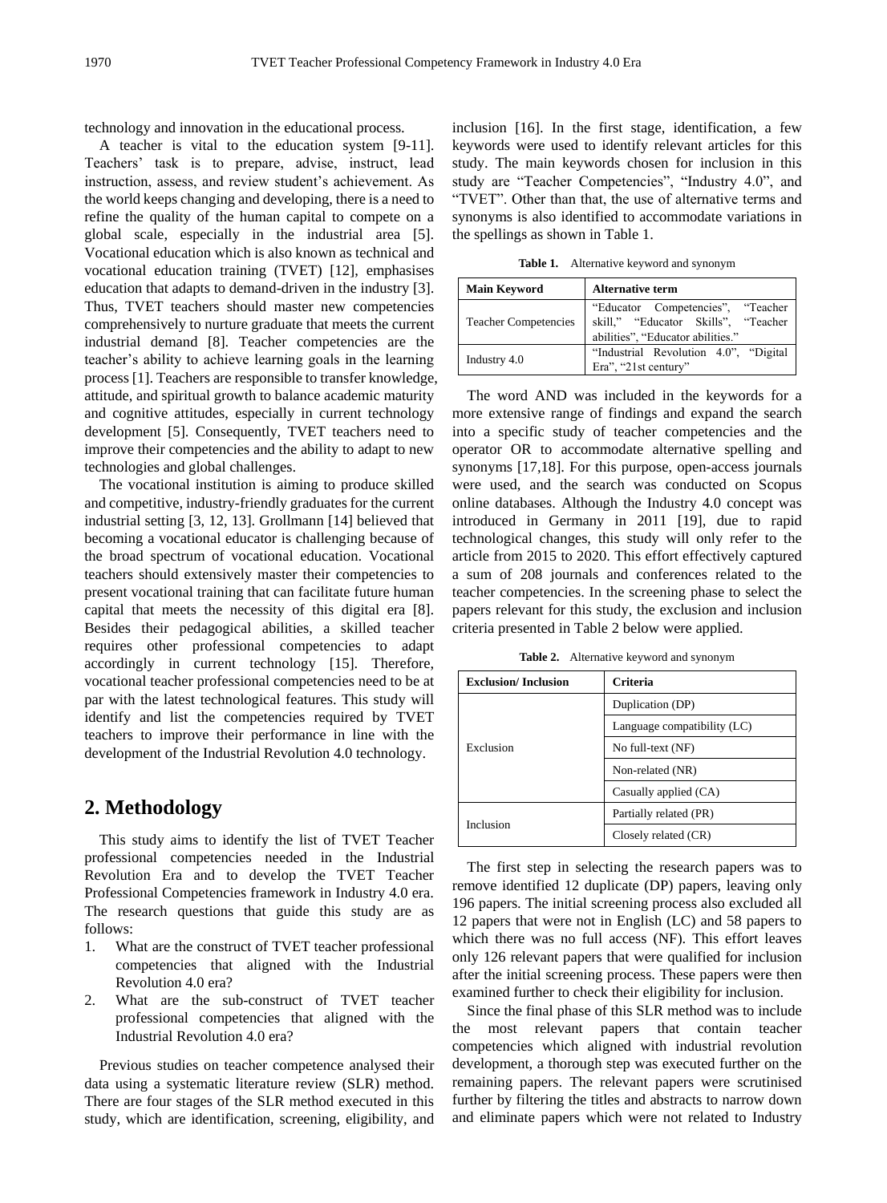technology and innovation in the educational process.

A teacher is vital to the education system [9-11]. Teachers' task is to prepare, advise, instruct, lead instruction, assess, and review student's achievement. As the world keeps changing and developing, there is a need to refine the quality of the human capital to compete on a global scale, especially in the industrial area [5]. Vocational education which is also known as technical and vocational education training (TVET) [12], emphasises education that adapts to demand-driven in the industry [3]. Thus, TVET teachers should master new competencies comprehensively to nurture graduate that meets the current industrial demand [8]. Teacher competencies are the teacher's ability to achieve learning goals in the learning process [1]. Teachers are responsible to transfer knowledge, attitude, and spiritual growth to balance academic maturity and cognitive attitudes, especially in current technology development [5]. Consequently, TVET teachers need to improve their competencies and the ability to adapt to new technologies and global challenges.

The vocational institution is aiming to produce skilled and competitive, industry-friendly graduates for the current industrial setting [3, 12, 13]. Grollmann [14] believed that becoming a vocational educator is challenging because of the broad spectrum of vocational education. Vocational teachers should extensively master their competencies to present vocational training that can facilitate future human capital that meets the necessity of this digital era [8]. Besides their pedagogical abilities, a skilled teacher requires other professional competencies to adapt accordingly in current technology [15]. Therefore, vocational teacher professional competencies need to be at par with the latest technological features. This study will identify and list the competencies required by TVET teachers to improve their performance in line with the development of the Industrial Revolution 4.0 technology.

## 2. Methodology

This study aims to identify the list of TVET Teacher professional competencies needed in the Industrial Revolution Era and to develop the TVET Teacher Professional Competencies framework in Industry 4.0 era. The research questions that guide this study are as follows:

1. What are the construct of TVET teacher professional competencies that aligned with the Industrial Revolution 4.0 era?
2. What are the sub-construct of TVET teacher professional competencies that aligned with the Industrial Revolution 4.0 era?

Previous studies on teacher competence analysed their data using a systematic literature review (SLR) method. There are four stages of the SLR method executed in this study, which are identification, screening, eligibility, and inclusion [16]. In the first stage, identification, a few keywords were used to identify relevant articles for this study. The main keywords chosen for inclusion in this study are "Teacher Competencies", "Industry 4.0", and "TVET". Other than that, the use of alternative terms and synonyms is also identified to accommodate variations in the spellings as shown in Table 1.

**Table 1.** Alternative keyword and synonym

| Main Keyword | Alternative term |
|---|---|
| Teacher Competencies | "Educator Competencies", "Teacher skill," "Educator Skills", "Teacher abilities", "Educator abilities." |
| Industry 4.0 | "Industrial Revolution 4.0", "Digital Era", "21st century" |

The word AND was included in the keywords for a more extensive range of findings and expand the search into a specific study of teacher competencies and the operator OR to accommodate alternative spelling and synonyms [17,18]. For this purpose, open-access journals were used, and the search was conducted on Scopus online databases. Although the Industry 4.0 concept was introduced in Germany in 2011 [19], due to rapid technological changes, this study will only refer to the article from 2015 to 2020. This effort effectively captured a sum of 208 journals and conferences related to the teacher competencies. In the screening phase to select the papers relevant for this study, the exclusion and inclusion criteria presented in Table 2 below were applied.

**Table 2.** Alternative keyword and synonym

| Exclusion/ Inclusion | Criteria |
|---|---|
| Exclusion | Duplication (DP) |
| | Language compatibility (LC) |
| | No full-text (NF) |
| | Non-related (NR) |
| | Casually applied (CA) |
| Inclusion | Partially related (PR) |
| | Closely related (CR) |

The first step in selecting the research papers was to remove identified 12 duplicate (DP) papers, leaving only 196 papers. The initial screening process also excluded all 12 papers that were not in English (LC) and 58 papers to which there was no full access (NF). This effort leaves only 126 relevant papers that were qualified for inclusion after the initial screening process. These papers were then examined further to check their eligibility for inclusion.

Since the final phase of this SLR method was to include the most relevant papers that contain teacher competencies which aligned with industrial revolution development, a thorough step was executed further on the remaining papers. The relevant papers were scrutinised further by filtering the titles and abstracts to narrow down and eliminate papers which were not related to Industry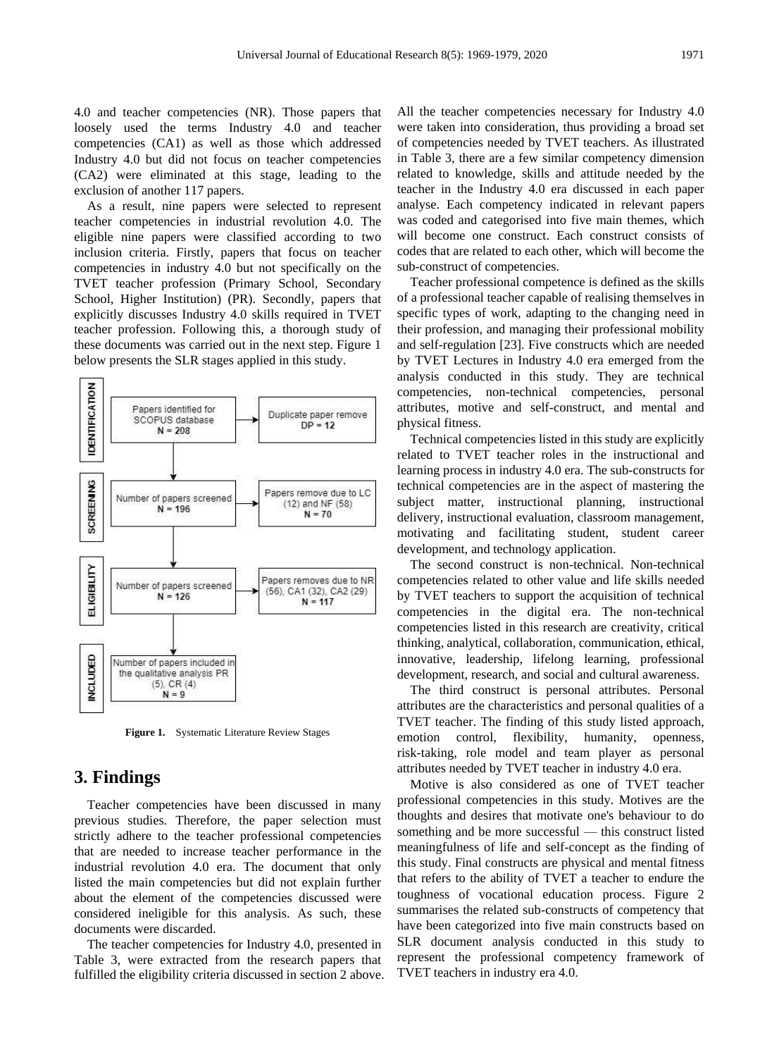4.0 and teacher competencies (NR). Those papers that loosely used the terms Industry 4.0 and teacher competencies (CA1) as well as those which addressed Industry 4.0 but did not focus on teacher competencies (CA2) were eliminated at this stage, leading to the exclusion of another 117 papers.

As a result, nine papers were selected to represent teacher competencies in industrial revolution 4.0. The eligible nine papers were classified according to two inclusion criteria. Firstly, papers that focus on teacher competencies in industry 4.0 but not specifically on the TVET teacher profession (Primary School, Secondary School, Higher Institution) (PR). Secondly, papers that explicitly discusses Industry 4.0 skills required in TVET teacher profession. Following this, a thorough study of these documents was carried out in the next step. Figure 1 below presents the SLR stages applied in this study.

- IDENTIFICATION: Papers identified for SCOPUS database N = 208 → Duplicate paper remove DP = 12
- SCREENING: Number of papers screened N = 196 → Papers remove due to LC (12) and NF (58) N = 70
- ELIGIBILITY: Number of papers screened N = 126 → Papers removes due to NR (56), CA1 (32), CA2 (29) N = 117
- INCLUDED: Number of papers included in the qualitative analysis PR (5), CR (4) N = 9

**Figure 1.** Systematic Literature Review Stages

# 3. Findings

Teacher competencies have been discussed in many previous studies. Therefore, the paper selection must strictly adhere to the teacher professional competencies that are needed to increase teacher performance in the industrial revolution 4.0 era. The document that only listed the main competencies but did not explain further about the element of the competencies discussed were considered ineligible for this analysis. As such, these documents were discarded.

The teacher competencies for Industry 4.0, presented in Table 3, were extracted from the research papers that fulfilled the eligibility criteria discussed in section 2 above. All the teacher competencies necessary for Industry 4.0 were taken into consideration, thus providing a broad set of competencies needed by TVET teachers. As illustrated in Table 3, there are a few similar competency dimension related to knowledge, skills and attitude needed by the teacher in the Industry 4.0 era discussed in each paper analyse. Each competency indicated in relevant papers was coded and categorised into five main themes, which will become one construct. Each construct consists of codes that are related to each other, which will become the sub-construct of competencies.

Teacher professional competence is defined as the skills of a professional teacher capable of realising themselves in specific types of work, adapting to the changing need in their profession, and managing their professional mobility and self-regulation [23]. Five constructs which are needed by TVET Lectures in Industry 4.0 era emerged from the analysis conducted in this study. They are technical competencies, non-technical competencies, personal attributes, motive and self-construct, and mental and physical fitness.

Technical competencies listed in this study are explicitly related to TVET teacher roles in the instructional and learning process in industry 4.0 era. The sub-constructs for technical competencies are in the aspect of mastering the subject matter, instructional planning, instructional delivery, instructional evaluation, classroom management, motivating and facilitating student, student career development, and technology application.

The second construct is non-technical. Non-technical competencies related to other value and life skills needed by TVET teachers to support the acquisition of technical competencies in the digital era. The non-technical competencies listed in this research are creativity, critical thinking, analytical, collaboration, communication, ethical, innovative, leadership, lifelong learning, professional development, research, and social and cultural awareness.

The third construct is personal attributes. Personal attributes are the characteristics and personal qualities of a TVET teacher. The finding of this study listed approach, emotion control, flexibility, humanity, openness, risk-taking, role model and team player as personal attributes needed by TVET teacher in industry 4.0 era.

Motive is also considered as one of TVET teacher professional competencies in this study. Motives are the thoughts and desires that motivate one's behaviour to do something and be more successful — this construct listed meaningfulness of life and self-concept as the finding of this study. Final constructs are physical and mental fitness that refers to the ability of TVET a teacher to endure the toughness of vocational education process. Figure 2 summarises the related sub-constructs of competency that have been categorized into five main constructs based on SLR document analysis conducted in this study to represent the professional competency framework of TVET teachers in industry era 4.0.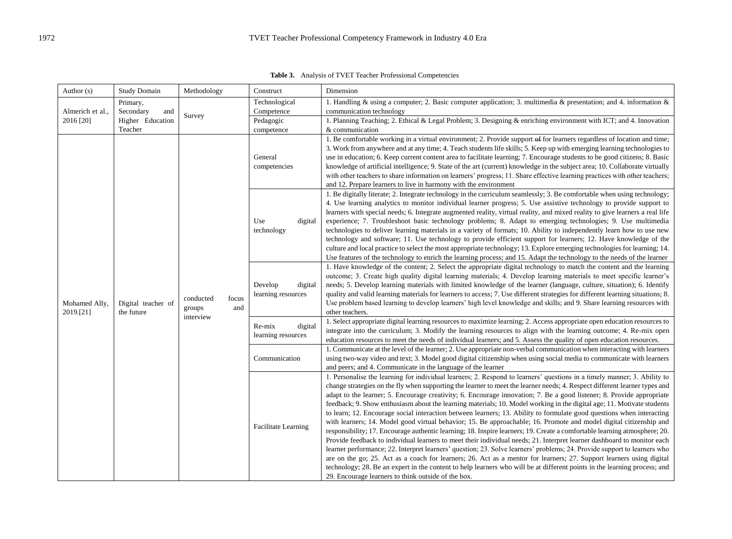**Table 3.** Analysis of TVET Teacher Professional Competencies

| Author (s) | Study Domain | Methodology | Construct | Dimension |
|---|---|---|---|---|
| Almerich et al., 2016 [20] | Primary, Secondary and Higher Education Teacher | Survey | Technological Competence | 1. Handling & using a computer; 2. Basic computer application; 3. multimedia & presentation; and 4. information & communication technology |
| | | | Pedagogic competence | 1. Planning Teaching; 2. Ethical & Legal Problem; 3. Designing & enriching environment with ICT; and 4. Innovation & communication |
| Mohamed Ally, 2019.[21] | Digital teacher of the future | conducted focus groups and interview | General competencies | 1. Be comfortable working in a virtual environment; 2. Provide support ~~of~~ for learners regardless of location and time; 3. Work from anywhere and at any time; 4. Teach students life skills; 5. Keep up with emerging learning technologies to use in education; 6. Keep current content area to facilitate learning; 7. Encourage students to be good citizens; 8. Basic knowledge of artificial intelligence; 9. State of the art (current) knowledge in the subject area; 10. Collaborate virtually with other teachers to share information on learners' progress; 11. Share effective learning practices with other teachers; and 12. Prepare learners to live in harmony with the environment |
| | | | Use digital technology | 1. Be digitally literate; 2. Integrate technology in the curriculum seamlessly; 3. Be comfortable when using technology; 4. Use learning analytics to monitor individual learner progress; 5. Use assistive technology to provide support to learners with special needs; 6. Integrate augmented reality, virtual reality, and mixed reality to give learners a real life experience; 7. Troubleshoot basic technology problems; 8. Adapt to emerging technologies; 9. Use multimedia technologies to deliver learning materials in a variety of formats; 10. Ability to independently learn how to use new technology and software; 11. Use technology to provide efficient support for learners; 12. Have knowledge of the culture and local practice to select the most appropriate technology; 13. Explore emerging technologies for learning; 14. Use features of the technology to enrich the learning process; and 15. Adapt the technology to the needs of the learner |
| | | | Develop digital learning resources | 1. Have knowledge of the content; 2. Select the appropriate digital technology to match the content and the learning outcome; 3. Create high quality digital learning materials; 4. Develop learning materials to meet specific learner's needs; 5. Develop learning materials with limited knowledge of the learner (language, culture, situation); 6. Identify quality and valid learning materials for learners to access; 7. Use different strategies for different learning situations; 8. Use problem based learning to develop learners' high level knowledge and skills; and 9. Share learning resources with other teachers. |
| | | | Re-mix digital learning resources | 1. Select appropriate digital learning resources to maximize learning; 2. Access appropriate open education resources to integrate into the curriculum; 3. Modify the learning resources to align with the learning outcome; 4. Re-mix open education resources to meet the needs of individual learners; and 5. Assess the quality of open education resources. |
| | | | Communication | 1. Communicate at the level of the learner; 2. Use appropriate non-verbal communication when interacting with learners using two-way video and text; 3. Model good digital citizenship when using social media to communicate with learners and peers; and 4. Communicate in the language of the learner |
| | | | Facilitate Learning | 1. Personalise the learning for individual learners; 2. Respond to learners' questions in a timely manner; 3. Ability to change strategies on the fly when supporting the learner to meet the learner needs; 4. Respect different learner types and adapt to the learner; 5. Encourage creativity; 6. Encourage innovation; 7. Be a good listener; 8. Provide appropriate feedback; 9. Show enthusiasm about the learning materials; 10. Model working in the digital age; 11. Motivate students to learn; 12. Encourage social interaction between learners; 13. Ability to formulate good questions when interacting with learners; 14. Model good virtual behavior; 15. Be approachable; 16. Promote and model digital citizenship and responsibility; 17. Encourage authentic learning; 18. Inspire learners; 19. Create a comfortable learning atmosphere; 20. Provide feedback to individual learners to meet their individual needs; 21. Interpret learner dashboard to monitor each learner performance; 22. Interpret learners' question; 23. Solve learners' problems; 24. Provide support to learners who are on the go; 25. Act as a coach for learners; 26. Act as a mentor for learners; 27. Support learners using digital technology; 28. Be an expert in the content to help learners who will be at different points in the learning process; and 29. Encourage learners to think outside of the box. |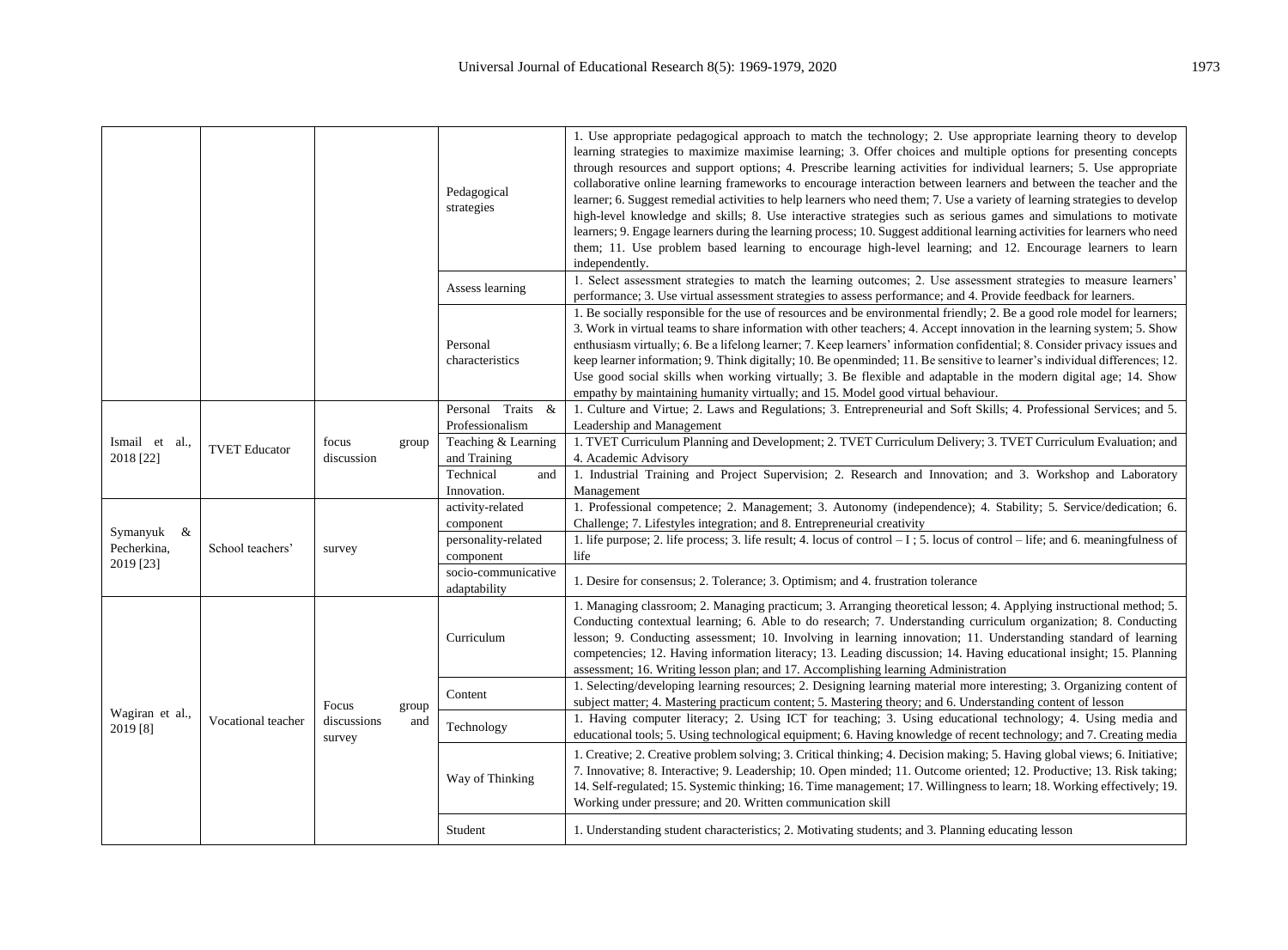| | | | | |
|---|---|---|---|---|
| | | | Pedagogical strategies | 1. Use appropriate pedagogical approach to match the technology; 2. Use appropriate learning theory to develop learning strategies to maximize maximise learning; 3. Offer choices and multiple options for presenting concepts through resources and support options; 4. Prescribe learning activities for individual learners; 5. Use appropriate collaborative online learning frameworks to encourage interaction between learners and between the teacher and the learner; 6. Suggest remedial activities to help learners who need them; 7. Use a variety of learning strategies to develop high-level knowledge and skills; 8. Use interactive strategies such as serious games and simulations to motivate learners; 9. Engage learners during the learning process; 10. Suggest additional learning activities for learners who need them; 11. Use problem based learning to encourage high-level learning; and 12. Encourage learners to learn independently. |
| | | | Assess learning | 1. Select assessment strategies to match the learning outcomes; 2. Use assessment strategies to measure learners' performance; 3. Use virtual assessment strategies to assess performance; and 4. Provide feedback for learners. |
| | | | Personal characteristics | 1. Be socially responsible for the use of resources and be environmental friendly; 2. Be a good role model for learners; 3. Work in virtual teams to share information with other teachers; 4. Accept innovation in the learning system; 5. Show enthusiasm virtually; 6. Be a lifelong learner; 7. Keep learners' information confidential; 8. Consider privacy issues and keep learner information; 9. Think digitally; 10. Be openminded; 11. Be sensitive to learner's individual differences; 12. Use good social skills when working virtually; 3. Be flexible and adaptable in the modern digital age; 14. Show empathy by maintaining humanity virtually; and 15. Model good virtual behaviour. |
| Ismail et al., 2018 [22] | TVET Educator | focus group discussion | Personal Traits & Professionalism | 1. Culture and Virtue; 2. Laws and Regulations; 3. Entrepreneurial and Soft Skills; 4. Professional Services; and 5. Leadership and Management |
| | | | Teaching & Learning and Training | 1. TVET Curriculum Planning and Development; 2. TVET Curriculum Delivery; 3. TVET Curriculum Evaluation; and 4. Academic Advisory |
| | | | Technical and Innovation. | 1. Industrial Training and Project Supervision; 2. Research and Innovation; and 3. Workshop and Laboratory Management |
| Symanyuk & Pecherkina, 2019 [23] | School teachers' | survey | activity-related component | 1. Professional competence; 2. Management; 3. Autonomy (independence); 4. Stability; 5. Service/dedication; 6. Challenge; 7. Lifestyles integration; and 8. Entrepreneurial creativity |
| | | | personality-related component | 1. life purpose; 2. life process; 3. life result; 4. locus of control – I ; 5. locus of control – life; and 6. meaningfulness of life |
| | | | socio-communicative adaptability | 1. Desire for consensus; 2. Tolerance; 3. Optimism; and 4. frustration tolerance |
| Wagiran et al., 2019 [8] | Vocational teacher | Focus group discussions and survey | Curriculum | 1. Managing classroom; 2. Managing practicum; 3. Arranging theoretical lesson; 4. Applying instructional method; 5. Conducting contextual learning; 6. Able to do research; 7. Understanding curriculum organization; 8. Conducting lesson; 9. Conducting assessment; 10. Involving in learning innovation; 11. Understanding standard of learning competencies; 12. Having information literacy; 13. Leading discussion; 14. Having educational insight; 15. Planning assessment; 16. Writing lesson plan; and 17. Accomplishing learning Administration |
| | | | Content | 1. Selecting/developing learning resources; 2. Designing learning material more interesting; 3. Organizing content of subject matter; 4. Mastering practicum content; 5. Mastering theory; and 6. Understanding content of lesson |
| | | | Technology | 1. Having computer literacy; 2. Using ICT for teaching; 3. Using educational technology; 4. Using media and educational tools; 5. Using technological equipment; 6. Having knowledge of recent technology; and 7. Creating media |
| | | | Way of Thinking | 1. Creative; 2. Creative problem solving; 3. Critical thinking; 4. Decision making; 5. Having global views; 6. Initiative; 7. Innovative; 8. Interactive; 9. Leadership; 10. Open minded; 11. Outcome oriented; 12. Productive; 13. Risk taking; 14. Self-regulated; 15. Systemic thinking; 16. Time management; 17. Willingness to learn; 18. Working effectively; 19. Working under pressure; and 20. Written communication skill |
| | | | Student | 1. Understanding student characteristics; 2. Motivating students; and 3. Planning educating lesson |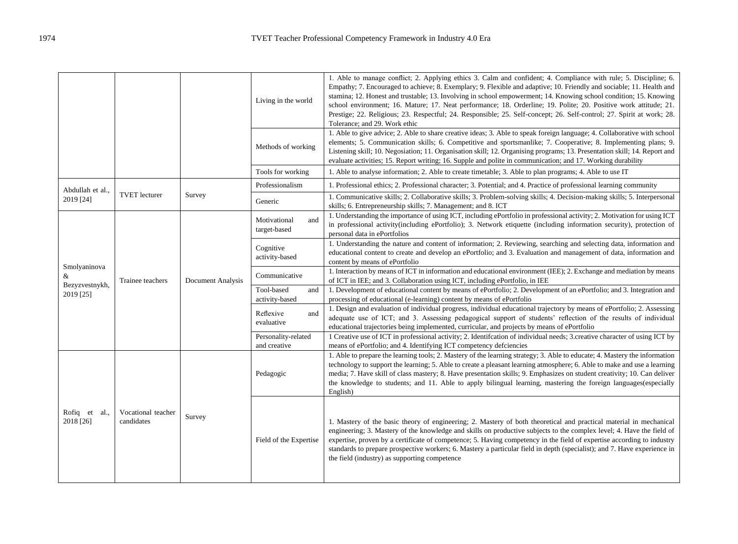| | | | | |
|---|---|---|---|---|
| | | | Living in the world | 1. Able to manage conflict; 2. Applying ethics 3. Calm and confident; 4. Compliance with rule; 5. Discipline; 6. Empathy; 7. Encouraged to achieve; 8. Exemplary; 9. Flexible and adaptive; 10. Friendly and sociable; 11. Health and stamina; 12. Honest and trustable; 13. Involving in school empowerment; 14. Knowing school condition; 15. Knowing school environment; 16. Mature; 17. Neat performance; 18. Orderline; 19. Polite; 20. Positive work attitude; 21. Prestige; 22. Religious; 23. Respectful; 24. Responsible; 25. Self-concept; 26. Self-control; 27. Spirit at work; 28. Tolerance; and 29. Work ethic |
| | | | Methods of working | 1. Able to give advice; 2. Able to share creative ideas; 3. Able to speak foreign language; 4. Collaborative with school elements; 5. Communication skills; 6. Competitive and sportsmanlike; 7. Cooperative; 8. Implementing plans; 9. Listening skill; 10. Negosiation; 11. Organisation skill; 12. Organising programs; 13. Presentation skill; 14. Report and evaluate activities; 15. Report writing; 16. Supple and polite in communication; and 17. Working durability |
| | | | Tools for working | 1. Able to analyse information; 2. Able to create timetable; 3. Able to plan programs; 4. Able to use IT |
| Abdullah et al., 2019 [24] | TVET lecturer | Survey | Professionalism | 1. Professional ethics; 2. Professional character; 3. Potential; and 4. Practice of professional learning community |
| | | | Generic | 1. Communicative skills; 2. Collaborative skills; 3. Problem-solving skills; 4. Decision-making skills; 5. Interpersonal skills; 6. Entrepreneurship skills; 7. Management; and 8. ICT |
| Smolyaninova & Bezyzvestnykh, 2019 [25] | Trainee teachers | Document Analysis | Motivational and target-based | 1. Understanding the importance of using ICT, including ePortfolio in professional activity; 2. Motivation for using ICT in professional activity(including ePortfolio); 3. Network etiquette (including information security), protection of personal data in ePortfolios |
| | | | Cognitive activity-based | 1. Understanding the nature and content of information; 2. Reviewing, searching and selecting data, information and educational content to create and develop an ePortfolio; and 3. Evaluation and management of data, information and content by means of ePortfolio |
| | | | Communicative | 1. Interaction by means of ICT in information and educational environment (IEE); 2. Exchange and mediation by means of ICT in IEE; and 3. Collaboration using ICT, including ePortfolio, in IEE |
| | | | Tool-based and activity-based | 1. Development of educational content by means of ePortfolio; 2. Development of an ePortfolio; and 3. Integration and processing of educational (e-learning) content by means of ePortfolio |
| | | | Reflexive and evaluative | 1. Design and evaluation of individual progress, individual educational trajectory by means of ePortfolio; 2. Assessing adequate use of ICT; and 3. Assessing pedagogical support of students' reflection of the results of individual educational trajectories being implemented, curricular, and projects by means of ePortfolio |
| | | | Personality-related and creative | 1 Creative use of ICT in professional activity; 2. Identifcation of individual needs; 3.creative character of using ICT by means of ePortfolio; and 4. Identifying ICT competency defciencies |
| Rofiq et al., 2018 [26] | Vocational teacher candidates | Survey | Pedagogic | 1. Able to prepare the learning tools; 2. Mastery of the learning strategy; 3. Able to educate; 4. Mastery the information technology to support the learning; 5. Able to create a pleasant learning atmosphere; 6. Able to make and use a learning media; 7. Have skill of class mastery; 8. Have presentation skills; 9. Emphasizes on student creativity; 10. Can deliver the knowledge to students; and 11. Able to apply bilingual learning, mastering the foreign languages(especially English) |
| | | | Field of the Expertise | 1. Mastery of the basic theory of engineering; 2. Mastery of both theoretical and practical material in mechanical engineering; 3. Mastery of the knowledge and skills on productive subjects to the complex level; 4. Have the field of expertise, proven by a certificate of competence; 5. Having competency in the field of expertise according to industry standards to prepare prospective workers; 6. Mastery a particular field in depth (specialist); and 7. Have experience in the field (industry) as supporting competence |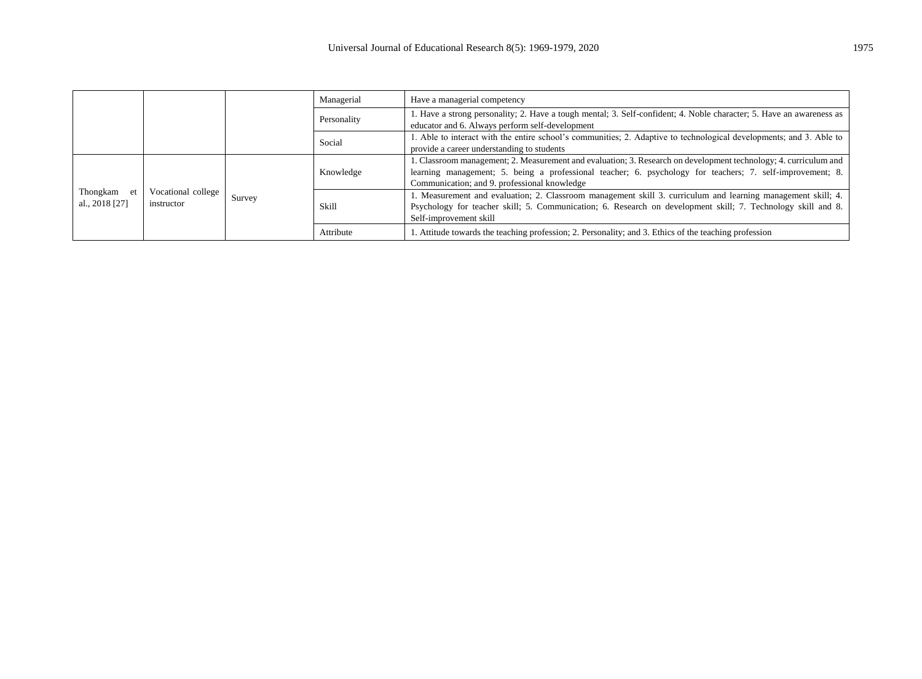| | | | | |
|---|---|---|---|---|
| | | | Managerial | Have a managerial competency |
| | | | Personality | 1. Have a strong personality; 2. Have a tough mental; 3. Self-confident; 4. Noble character; 5. Have an awareness as educator and 6. Always perform self-development |
| | | | Social | 1. Able to interact with the entire school's communities; 2. Adaptive to technological developments; and 3. Able to provide a career understanding to students |
| Thongkam et al., 2018 [27] | Vocational college instructor | Survey | Knowledge | 1. Classroom management; 2. Measurement and evaluation; 3. Research on development technology; 4. curriculum and learning management; 5. being a professional teacher; 6. psychology for teachers; 7. self-improvement; 8. Communication; and 9. professional knowledge |
| | | | Skill | 1. Measurement and evaluation; 2. Classroom management skill 3. curriculum and learning management skill; 4. Psychology for teacher skill; 5. Communication; 6. Research on development skill; 7. Technology skill and 8. Self-improvement skill |
| | | | Attribute | 1. Attitude towards the teaching profession; 2. Personality; and 3. Ethics of the teaching profession |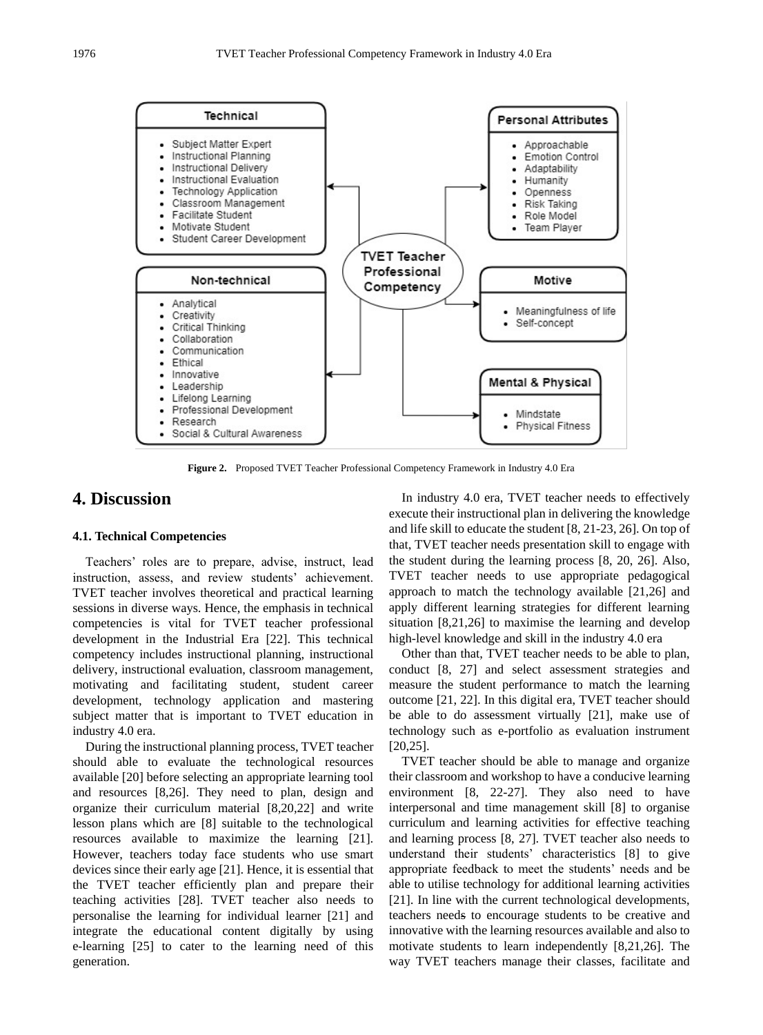Technical

- Subject Matter Expert
- Instructional Planning
- Instructional Delivery
- Instructional Evaluation
- Technology Application
- Classroom Management
- Facilitate Student
- Motivate Student
- Student Career Development

Non-technical

- Analytical
- Creativity
- Critical Thinking
- Collaboration
- Communication
- Ethical
- Innovative
- Leadership
- Lifelong Learning
- Professional Development
- Research
- Social & Cultural Awareness

TVET Teacher Professional Competency

Personal Attributes

- Approachable
- Emotion Control
- Adaptability
- Humanity
- Openness
- Risk Taking
- Role Model
- Team Player

Motive

- Meaningfulness of life
- Self-concept

Mental & Physical

- Mindstate
- Physical Fitness

**Figure 2.** Proposed TVET Teacher Professional Competency Framework in Industry 4.0 Era

# 4. Discussion

### 4.1. Technical Competencies

Teachers' roles are to prepare, advise, instruct, lead instruction, assess, and review students' achievement. TVET teacher involves theoretical and practical learning sessions in diverse ways. Hence, the emphasis in technical competencies is vital for TVET teacher professional development in the Industrial Era [22]. This technical competency includes instructional planning, instructional delivery, instructional evaluation, classroom management, motivating and facilitating student, student career development, technology application and mastering subject matter that is important to TVET education in industry 4.0 era.

During the instructional planning process, TVET teacher should able to evaluate the technological resources available [20] before selecting an appropriate learning tool and resources [8,26]. They need to plan, design and organize their curriculum material [8,20,22] and write lesson plans which are [8] suitable to the technological resources available to maximize the learning [21]. However, teachers today face students who use smart devices since their early age [21]. Hence, it is essential that the TVET teacher efficiently plan and prepare their teaching activities [28]. TVET teacher also needs to personalise the learning for individual learner [21] and integrate the educational content digitally by using e-learning [25] to cater to the learning need of this generation.

In industry 4.0 era, TVET teacher needs to effectively execute their instructional plan in delivering the knowledge and life skill to educate the student [8, 21-23, 26]. On top of that, TVET teacher needs presentation skill to engage with the student during the learning process [8, 20, 26]. Also, TVET teacher needs to use appropriate pedagogical approach to match the technology available [21,26] and apply different learning strategies for different learning situation [8,21,26] to maximise the learning and develop high-level knowledge and skill in the industry 4.0 era

Other than that, TVET teacher needs to be able to plan, conduct [8, 27] and select assessment strategies and measure the student performance to match the learning outcome [21, 22]. In this digital era, TVET teacher should be able to do assessment virtually [21], make use of technology such as e-portfolio as evaluation instrument [20,25].

TVET teacher should be able to manage and organize their classroom and workshop to have a conducive learning environment [8, 22-27]. They also need to have interpersonal and time management skill [8] to organise curriculum and learning activities for effective teaching and learning process [8, 27]. TVET teacher also needs to understand their students' characteristics [8] to give appropriate feedback to meet the students' needs and be able to utilise technology for additional learning activities [21]. In line with the current technological developments, teachers needs to encourage students to be creative and innovative with the learning resources available and also to motivate students to learn independently [8,21,26]. The way TVET teachers manage their classes, facilitate and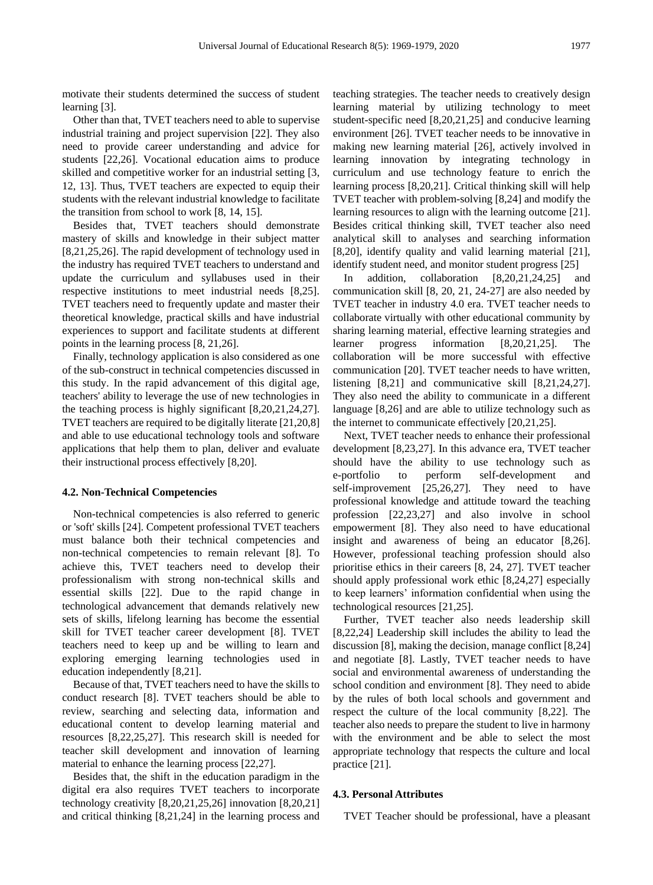motivate their students determined the success of student learning [3].

Other than that, TVET teachers need to able to supervise industrial training and project supervision [22]. They also need to provide career understanding and advice for students [22,26]. Vocational education aims to produce skilled and competitive worker for an industrial setting [3, 12, 13]. Thus, TVET teachers are expected to equip their students with the relevant industrial knowledge to facilitate the transition from school to work [8, 14, 15].

Besides that, TVET teachers should demonstrate mastery of skills and knowledge in their subject matter [8,21,25,26]. The rapid development of technology used in the industry has required TVET teachers to understand and update the curriculum and syllabuses used in their respective institutions to meet industrial needs [8,25]. TVET teachers need to frequently update and master their theoretical knowledge, practical skills and have industrial experiences to support and facilitate students at different points in the learning process [8, 21,26].

Finally, technology application is also considered as one of the sub-construct in technical competencies discussed in this study. In the rapid advancement of this digital age, teachers' ability to leverage the use of new technologies in the teaching process is highly significant [8,20,21,24,27]. TVET teachers are required to be digitally literate [21,20,8] and able to use educational technology tools and software applications that help them to plan, deliver and evaluate their instructional process effectively [8,20].

### 4.2. Non-Technical Competencies

Non-technical competencies is also referred to generic or 'soft' skills [24]. Competent professional TVET teachers must balance both their technical competencies and non-technical competencies to remain relevant [8]. To achieve this, TVET teachers need to develop their professionalism with strong non-technical skills and essential skills [22]. Due to the rapid change in technological advancement that demands relatively new sets of skills, lifelong learning has become the essential skill for TVET teacher career development [8]. TVET teachers need to keep up and be willing to learn and exploring emerging learning technologies used in education independently [8,21].

Because of that, TVET teachers need to have the skills to conduct research [8]. TVET teachers should be able to review, searching and selecting data, information and educational content to develop learning material and resources [8,22,25,27]. This research skill is needed for teacher skill development and innovation of learning material to enhance the learning process [22,27].

Besides that, the shift in the education paradigm in the digital era also requires TVET teachers to incorporate technology creativity [8,20,21,25,26] innovation [8,20,21] and critical thinking [8,21,24] in the learning process and teaching strategies. The teacher needs to creatively design learning material by utilizing technology to meet student-specific need [8,20,21,25] and conducive learning environment [26]. TVET teacher needs to be innovative in making new learning material [26], actively involved in learning innovation by integrating technology in curriculum and use technology feature to enrich the learning process [8,20,21]. Critical thinking skill will help TVET teacher with problem-solving [8,24] and modify the learning resources to align with the learning outcome [21]. Besides critical thinking skill, TVET teacher also need analytical skill to analyses and searching information [8,20], identify quality and valid learning material [21], identify student need, and monitor student progress [25]

In addition, collaboration [8,20,21,24,25] and communication skill [8, 20, 21, 24-27] are also needed by TVET teacher in industry 4.0 era. TVET teacher needs to collaborate virtually with other educational community by sharing learning material, effective learning strategies and learner progress information [8,20,21,25]. The collaboration will be more successful with effective communication [20]. TVET teacher needs to have written, listening [8,21] and communicative skill [8,21,24,27]. They also need the ability to communicate in a different language [8,26] and are able to utilize technology such as the internet to communicate effectively [20,21,25].

Next, TVET teacher needs to enhance their professional development [8,23,27]. In this advance era, TVET teacher should have the ability to use technology such as e-portfolio to perform self-development and self-improvement [25,26,27]. They need to have professional knowledge and attitude toward the teaching profession [22,23,27] and also involve in school empowerment [8]. They also need to have educational insight and awareness of being an educator [8,26]. However, professional teaching profession should also prioritise ethics in their careers [8, 24, 27]. TVET teacher should apply professional work ethic [8,24,27] especially to keep learners' information confidential when using the technological resources [21,25].

Further, TVET teacher also needs leadership skill [8,22,24] Leadership skill includes the ability to lead the discussion [8], making the decision, manage conflict [8,24] and negotiate [8]. Lastly, TVET teacher needs to have social and environmental awareness of understanding the school condition and environment [8]. They need to abide by the rules of both local schools and government and respect the culture of the local community [8,22]. The teacher also needs to prepare the student to live in harmony with the environment and be able to select the most appropriate technology that respects the culture and local practice [21].

### 4.3. Personal Attributes

TVET Teacher should be professional, have a pleasant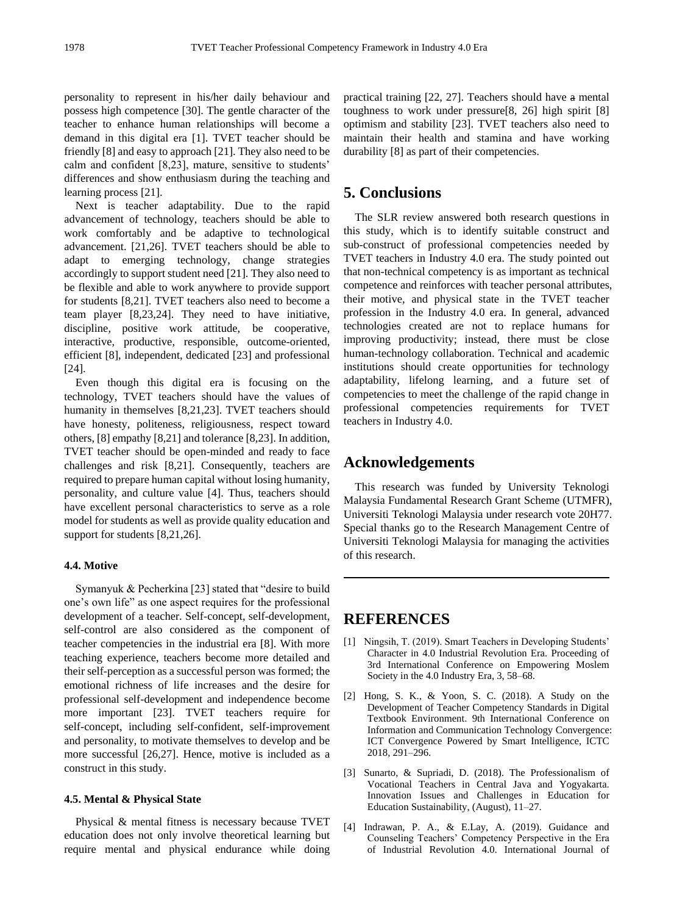personality to represent in his/her daily behaviour and possess high competence [30]. The gentle character of the teacher to enhance human relationships will become a demand in this digital era [1]. TVET teacher should be friendly [8] and easy to approach [21]. They also need to be calm and confident [8,23], mature, sensitive to students' differences and show enthusiasm during the teaching and learning process [21].

Next is teacher adaptability. Due to the rapid advancement of technology, teachers should be able to work comfortably and be adaptive to technological advancement. [21,26]. TVET teachers should be able to adapt to emerging technology, change strategies accordingly to support student need [21]. They also need to be flexible and able to work anywhere to provide support for students [8,21]. TVET teachers also need to become a team player [8,23,24]. They need to have initiative, discipline, positive work attitude, be cooperative, interactive, productive, responsible, outcome-oriented, efficient [8], independent, dedicated [23] and professional [24].

Even though this digital era is focusing on the technology, TVET teachers should have the values of humanity in themselves [8,21,23]. TVET teachers should have honesty, politeness, religiousness, respect toward others, [8] empathy [8,21] and tolerance [8,23]. In addition, TVET teacher should be open-minded and ready to face challenges and risk [8,21]. Consequently, teachers are required to prepare human capital without losing humanity, personality, and culture value [4]. Thus, teachers should have excellent personal characteristics to serve as a role model for students as well as provide quality education and support for students [8,21,26].

#### 4.4. Motive

Symanyuk & Pecherkina [23] stated that "desire to build one's own life" as one aspect requires for the professional development of a teacher. Self-concept, self-development, self-control are also considered as the component of teacher competencies in the industrial era [8]. With more teaching experience, teachers become more detailed and their self-perception as a successful person was formed; the emotional richness of life increases and the desire for professional self-development and independence become more important [23]. TVET teachers require for self-concept, including self-confident, self-improvement and personality, to motivate themselves to develop and be more successful [26,27]. Hence, motive is included as a construct in this study.

#### 4.5. Mental & Physical State

Physical & mental fitness is necessary because TVET education does not only involve theoretical learning but require mental and physical endurance while doing practical training [22, 27]. Teachers should have ~~a~~ mental toughness to work under pressure[8, 26] high spirit [8] optimism and stability [23]. TVET teachers also need to maintain their health and stamina and have working durability [8] as part of their competencies.

## 5. Conclusions

The SLR review answered both research questions in this study, which is to identify suitable construct and sub-construct of professional competencies needed by TVET teachers in Industry 4.0 era. The study pointed out that non-technical competency is as important as technical competence and reinforces with teacher personal attributes, their motive, and physical state in the TVET teacher profession in the Industry 4.0 era. In general, advanced technologies created are not to replace humans for improving productivity; instead, there must be close human-technology collaboration. Technical and academic institutions should create opportunities for technology adaptability, lifelong learning, and a future set of competencies to meet the challenge of the rapid change in professional competencies requirements for TVET teachers in Industry 4.0.

## Acknowledgements

This research was funded by University Teknologi Malaysia Fundamental Research Grant Scheme (UTMFR), Universiti Teknologi Malaysia under research vote 20H77. Special thanks go to the Research Management Centre of Universiti Teknologi Malaysia for managing the activities of this research.

---

## REFERENCES

[1] Ningsih, T. (2019). Smart Teachers in Developing Students' Character in 4.0 Industrial Revolution Era. Proceeding of 3rd International Conference on Empowering Moslem Society in the 4.0 Industry Era, 3, 58–68.

[2] Hong, S. K., & Yoon, S. C. (2018). A Study on the Development of Teacher Competency Standards in Digital Textbook Environment. 9th International Conference on Information and Communication Technology Convergence: ICT Convergence Powered by Smart Intelligence, ICTC 2018, 291–296.

[3] Sunarto, & Supriadi, D. (2018). The Professionalism of Vocational Teachers in Central Java and Yogyakarta. Innovation Issues and Challenges in Education for Education Sustainability, (August), 11–27.

[4] Indrawan, P. A., & E.Lay, A. (2019). Guidance and Counseling Teachers' Competency Perspective in the Era of Industrial Revolution 4.0. International Journal of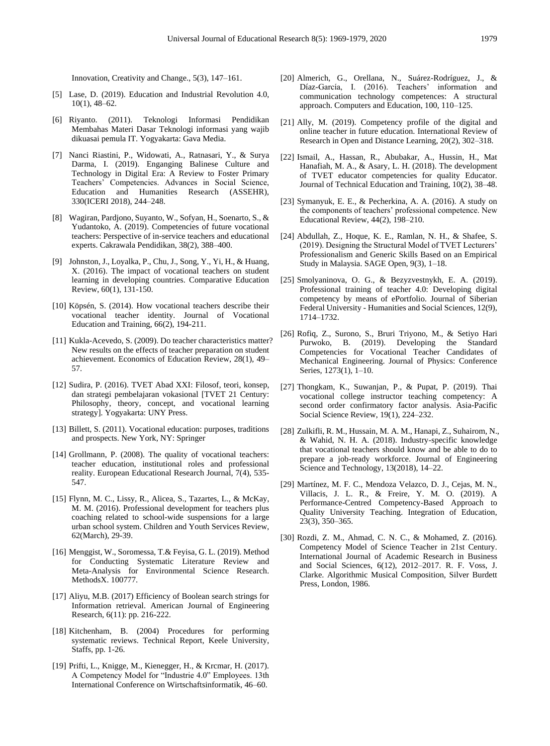Innovation, Creativity and Change., 5(3), 147–161.

[5] Lase, D. (2019). Education and Industrial Revolution 4.0, 10(1), 48–62.

[6] Riyanto. (2011). Teknologi Informasi Pendidikan Membahas Materi Dasar Teknologi informasi yang wajib dikuasai pemula IT. Yogyakarta: Gava Media.

[7] Nanci Riastini, P., Widowati, A., Ratnasari, Y., & Surya Darma, I. (2019). Enganging Balinese Culture and Technology in Digital Era: A Review to Foster Primary Teachers' Competencies. Advances in Social Science, Education and Humanities Research (ASSEHR), 330(ICERI 2018), 244–248.

[8] Wagiran, Pardjono, Suyanto, W., Sofyan, H., Soenarto, S., & Yudantoko, A. (2019). Competencies of future vocational teachers: Perspective of in-service teachers and educational experts. Cakrawala Pendidikan, 38(2), 388–400.

[9] Johnston, J., Loyalka, P., Chu, J., Song, Y., Yi, H., & Huang, X. (2016). The impact of vocational teachers on student learning in developing countries. Comparative Education Review, 60(1), 131-150.

[10] Köpsén, S. (2014). How vocational teachers describe their vocational teacher identity. Journal of Vocational Education and Training, 66(2), 194-211.

[11] Kukla-Acevedo, S. (2009). Do teacher characteristics matter? New results on the effects of teacher preparation on student achievement. Economics of Education Review, 28(1), 49–57.

[12] Sudira, P. (2016). TVET Abad XXI: Filosof, teori, konsep, dan strategi pembelajaran vokasional [TVET 21 Century: Philosophy, theory, concept, and vocational learning strategy]. Yogyakarta: UNY Press.

[13] Billett, S. (2011). Vocational education: purposes, traditions and prospects. New York, NY: Springer

[14] Grollmann, P. (2008). The quality of vocational teachers: teacher education, institutional roles and professional reality. European Educational Research Journal, 7(4), 535-547.

[15] Flynn, M. C., Lissy, R., Alicea, S., Tazartes, L., & McKay, M. M. (2016). Professional development for teachers plus coaching related to school-wide suspensions for a large urban school system. Children and Youth Services Review, 62(March), 29-39.

[16] Menggist, W., Soromessa, T.& Feyisa, G. L. (2019). Method for Conducting Systematic Literature Review and Meta-Analysis for Environmental Science Research. MethodsX. 100777.

[17] Aliyu, M.B. (2017) Efficiency of Boolean search strings for Information retrieval. American Journal of Engineering Research, 6(11): pp. 216-222.

[18] Kitchenham, B. (2004) Procedures for performing systematic reviews. Technical Report, Keele University, Staffs, pp. 1-26.

[19] Prifti, L., Knigge, M., Kienegger, H., & Krcmar, H. (2017). A Competency Model for "Industrie 4.0" Employees. 13th International Conference on Wirtschaftsinformatik, 46–60.

[20] Almerich, G., Orellana, N., Suárez-Rodríguez, J., & Díaz-García, I. (2016). Teachers' information and communication technology competences: A structural approach. Computers and Education, 100, 110–125.

[21] Ally, M. (2019). Competency profile of the digital and online teacher in future education. International Review of Research in Open and Distance Learning, 20(2), 302–318.

[22] Ismail, A., Hassan, R., Abubakar, A., Hussin, H., Mat Hanafiah, M. A., & Asary, L. H. (2018). The development of TVET educator competencies for quality Educator. Journal of Technical Education and Training, 10(2), 38–48.

[23] Symanyuk, E. E., & Pecherkina, A. A. (2016). A study on the components of teachers' professional competence. New Educational Review, 44(2), 198–210.

[24] Abdullah, Z., Hoque, K. E., Ramlan, N. H., & Shafee, S. (2019). Designing the Structural Model of TVET Lecturers' Professionalism and Generic Skills Based on an Empirical Study in Malaysia. SAGE Open, 9(3), 1–18.

[25] Smolyaninova, O. G., & Bezyzvestnykh, E. A. (2019). Professional training of teacher 4.0: Developing digital competency by means of ePortfolio. Journal of Siberian Federal University - Humanities and Social Sciences, 12(9), 1714–1732.

[26] Rofiq, Z., Surono, S., Bruri Triyono, M., & Setiyo Hari Purwoko, B. (2019). Developing the Standard Competencies for Vocational Teacher Candidates of Mechanical Engineering. Journal of Physics: Conference Series, 1273(1), 1–10.

[27] Thongkam, K., Suwanjan, P., & Pupat, P. (2019). Thai vocational college instructor teaching competency: A second order confirmatory factor analysis. Asia-Pacific Social Science Review, 19(1), 224–232.

[28] Zulkifli, R. M., Hussain, M. A. M., Hanapi, Z., Suhairom, N., & Wahid, N. H. A. (2018). Industry-specific knowledge that vocational teachers should know and be able to do to prepare a job-ready workforce. Journal of Engineering Science and Technology, 13(2018), 14–22.

[29] Martínez, M. F. C., Mendoza Velazco, D. J., Cejas, M. N., Villacis, J. L. R., & Freire, Y. M. O. (2019). A Performance-Centred Competency-Based Approach to Quality University Teaching. Integration of Education, 23(3), 350–365.

[30] Rozdi, Z. M., Ahmad, C. N. C., & Mohamed, Z. (2016). Competency Model of Science Teacher in 21st Century. International Journal of Academic Research in Business and Social Sciences, 6(12), 2012–2017. R. F. Voss, J. Clarke. Algorithmic Musical Composition, Silver Burdett Press, London, 1986.